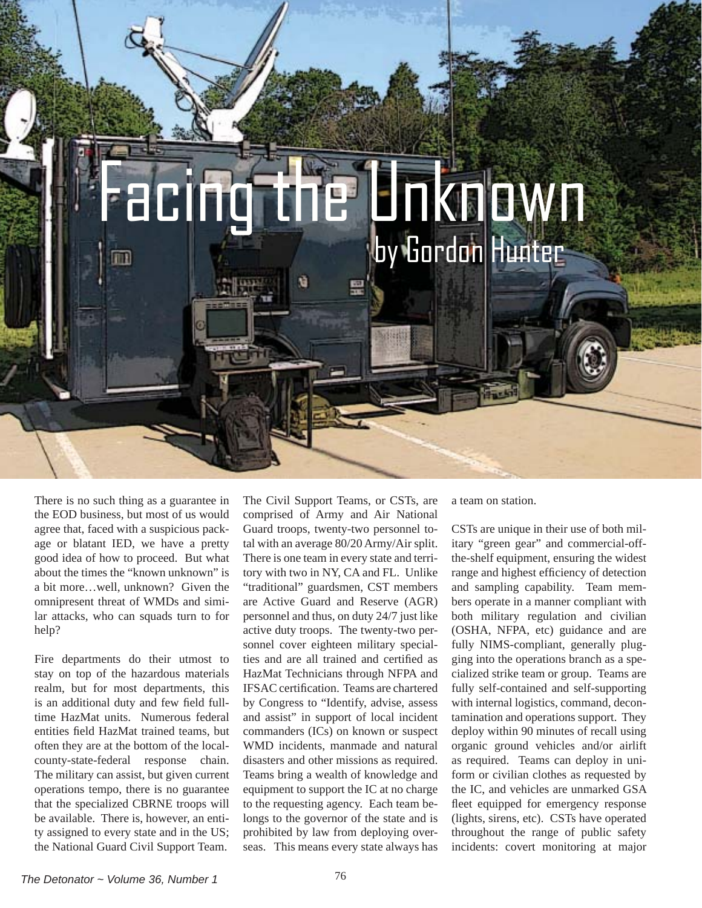# Facing the Unknown

### by Gordon Hunter

There is no such thing as a guarantee in the EOD business, but most of us would agree that, faced with a suspicious package or blatant IED, we have a pretty good idea of how to proceed. But what about the times the "known unknown" is a bit more…well, unknown? Given the omnipresent threat of WMDs and similar attacks, who can squads turn to for help?

Fire departments do their utmost to stay on top of the hazardous materials realm, but for most departments, this is an additional duty and few field full-time HazMat units. Numerous federal entities field HazMat trained teams, but often they are at the bottom of the local-county-state-federal response chain. The military can assist, but given current operations tempo, there is no guarantee that the specialized CBRNE troops will be available. There is, however, an entity assigned to every state and in the US; the National Guard Civil Support Team.

The Civil Support Teams, or CSTs, are comprised of Army and Air National Guard troops, twenty-two personnel total with an average 80/20 Army/Air split. There is one team in every state and territory with two in NY, CA and FL. Unlike "traditional" guardsmen, CST members are Active Guard and Reserve (AGR) personnel and thus, on duty 24/7 just like active duty troops. The twenty-two personnel cover eighteen military specialties and are all trained and certified as HazMat Technicians through NFPA and IFSAC certification. Teams are chartered by Congress to "Identify, advise, assess and assist" in support of local incident commanders (ICs) on known or suspect WMD incidents, manmade and natural disasters and other missions as required. Teams bring a wealth of knowledge and equipment to support the IC at no charge to the requesting agency. Each team belongs to the governor of the state and is prohibited by law from deploying overseas. This means every state always has a team on station.

CSTs are unique in their use of both military "green gear" and commercial-off-the-shelf equipment, ensuring the widest range and highest efficiency of detection and sampling capability. Team members operate in a manner compliant with both military regulation and civilian (OSHA, NFPA, etc) guidance and are fully NIMS-compliant, generally plugging into the operations branch as a specialized strike team or group. Teams are fully self-contained and self-supporting with internal logistics, command, decontamination and operations support. They deploy within 90 minutes of recall using organic ground vehicles and/or airlift as required. Teams can deploy in uniform or civilian clothes as requested by the IC, and vehicles are unmarked GSA fleet equipped for emergency response (lights, sirens, etc). CSTs have operated throughout the range of public safety incidents: covert monitoring at major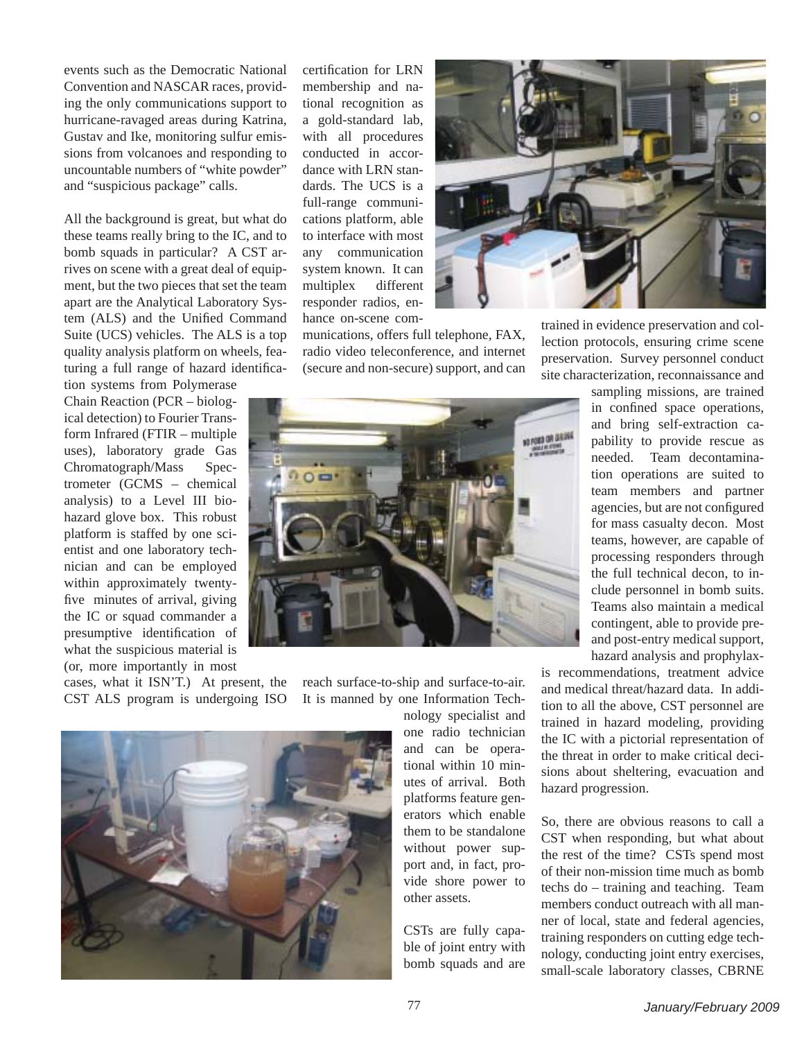events such as the Democratic National Convention and NASCAR races, providing the only communications support to hurricane-ravaged areas during Katrina, Gustav and Ike, monitoring sulfur emissions from volcanoes and responding to uncountable numbers of "white powder" and "suspicious package" calls.

All the background is great, but what do these teams really bring to the IC, and to bomb squads in particular? A CST arrives on scene with a great deal of equipment, but the two pieces that set the team apart are the Analytical Laboratory System (ALS) and the Unified Command Suite (UCS) vehicles. The ALS is a top quality analysis platform on wheels, featuring a full range of hazard identification systems from Polymerase Chain Reaction (PCR – biological detection) to Fourier Transform Infrared (FTIR – multiple uses), laboratory grade Gas Chromatograph/Mass Spectrometer (GCMS – chemical analysis) to a Level III biohazard glove box. This robust platform is staffed by one scientist and one laboratory technician and can be employed within approximately twenty-five minutes of arrival, giving the IC or squad commander a presumptive identification of what the suspicious material is (or, more importantly in most cases, what it ISN'T.) At present, the CST ALS program is undergoing ISO certification for LRN membership and national recognition as a gold-standard lab, with all procedures conducted in accordance with LRN standards. The UCS is a full-range communications platform, able to interface with most any communication system known. It can multiplex different responder radios, enhance on-scene communications, offers full telephone, FAX, radio video teleconference, and internet (secure and non-secure) support, and can reach surface-to-ship and surface-to-air. It is manned by one Information Technology specialist and one radio technician and can be operational within 10 minutes of arrival. Both platforms feature generators which enable them to be standalone without power support and, in fact, provide shore power to other assets.

CSTs are fully capable of joint entry with bomb squads and are trained in evidence preservation and collection protocols, ensuring crime scene preservation. Survey personnel conduct site characterization, reconnaissance and sampling missions, are trained in confined space operations, and bring self-extraction capability to provide rescue as needed. Team decontamination operations are suited to team members and partner agencies, but are not configured for mass casualty decon. Most teams, however, are capable of processing responders through the full technical decon, to include personnel in bomb suits. Teams also maintain a medical contingent, able to provide pre- and post-entry medical support, hazard analysis and prophylaxis recommendations, treatment advice and medical threat/hazard data. In addition to all the above, CST personnel are trained in hazard modeling, providing the IC with a pictorial representation of the threat in order to make critical decisions about sheltering, evacuation and hazard progression.

So, there are obvious reasons to call a CST when responding, but what about the rest of the time? CSTs spend most of their non-mission time much as bomb techs do – training and teaching. Team members conduct outreach with all manner of local, state and federal agencies, training responders on cutting edge technology, conducting joint entry exercises, small-scale laboratory classes, CBRNE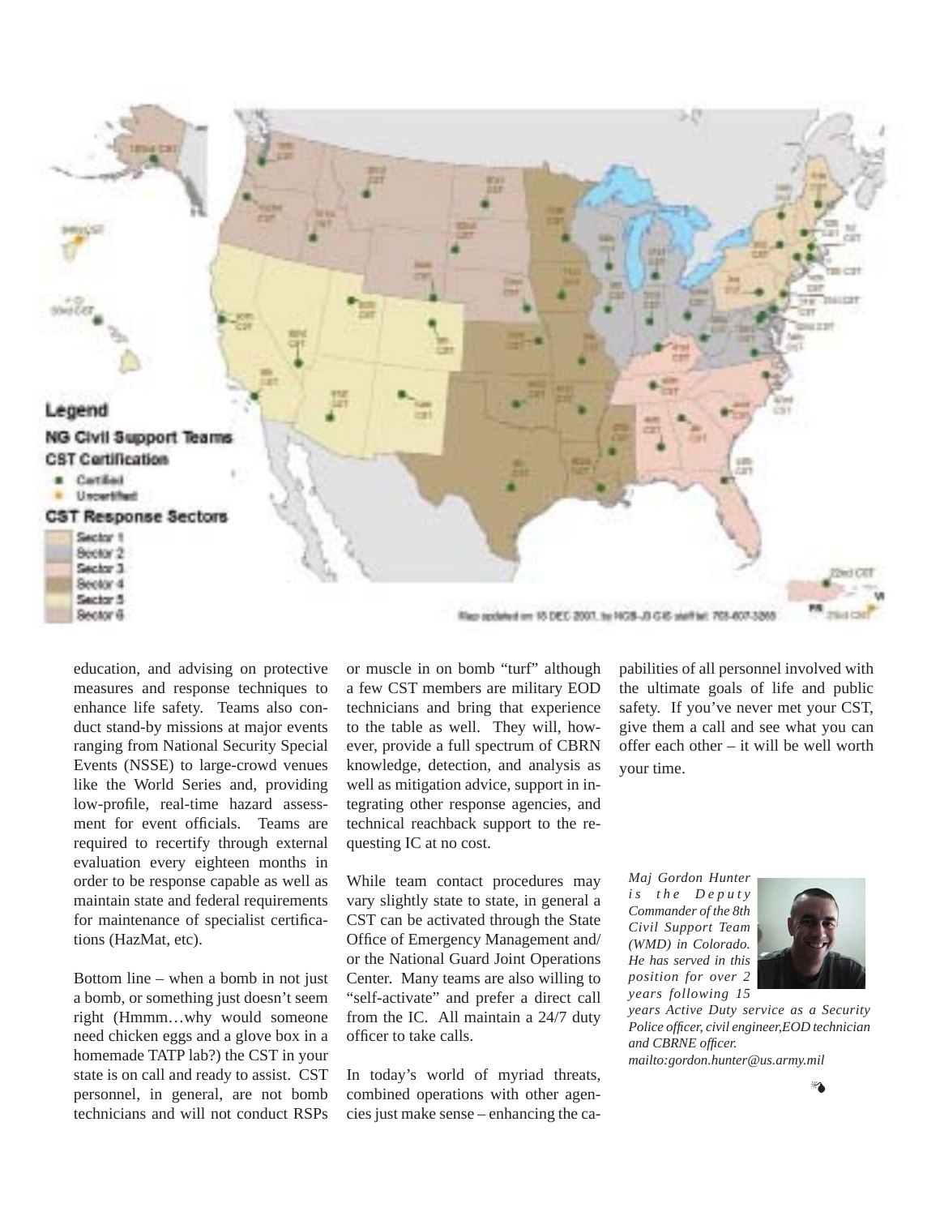Legend

NG Civil Support Teams

CST Certification

Certified

Uncertified

CST Response Sectors

Sector 1

Sector 2

Sector 3

Sector 4

Sector 5

Sector 6

Map updated on 15 DEC 2007, by NGB-J3 GIS staff tel: 703-607-3268

education, and advising on protective measures and response techniques to enhance life safety. Teams also conduct stand-by missions at major events ranging from National Security Special Events (NSSE) to large-crowd venues like the World Series and, providing low-profile, real-time hazard assessment for event officials. Teams are required to recertify through external evaluation every eighteen months in order to be response capable as well as maintain state and federal requirements for maintenance of specialist certifications (HazMat, etc).

Bottom line – when a bomb in not just a bomb, or something just doesn't seem right (Hmmm…why would someone need chicken eggs and a glove box in a homemade TATP lab?) the CST in your state is on call and ready to assist. CST personnel, in general, are not bomb technicians and will not conduct RSPs or muscle in on bomb "turf" although a few CST members are military EOD technicians and bring that experience to the table as well. They will, however, provide a full spectrum of CBRN knowledge, detection, and analysis as well as mitigation advice, support in integrating other response agencies, and technical reachback support to the requesting IC at no cost.

While team contact procedures may vary slightly state to state, in general a CST can be activated through the State Office of Emergency Management and/or the National Guard Joint Operations Center. Many teams are also willing to "self-activate" and prefer a direct call from the IC. All maintain a 24/7 duty officer to take calls.

In today's world of myriad threats, combined operations with other agencies just make sense – enhancing the capabilities of all personnel involved with the ultimate goals of life and public safety. If you've never met your CST, give them a call and see what you can offer each other – it will be well worth your time.

*Maj Gordon Hunter is the Deputy Commander of the 8th Civil Support Team (WMD) in Colorado. He has served in this position for over 2 years following 15 years Active Duty service as a Security Police officer, civil engineer,EOD technician and CBRNE officer.*

*mailto:gordon.hunter@us.army.mil*